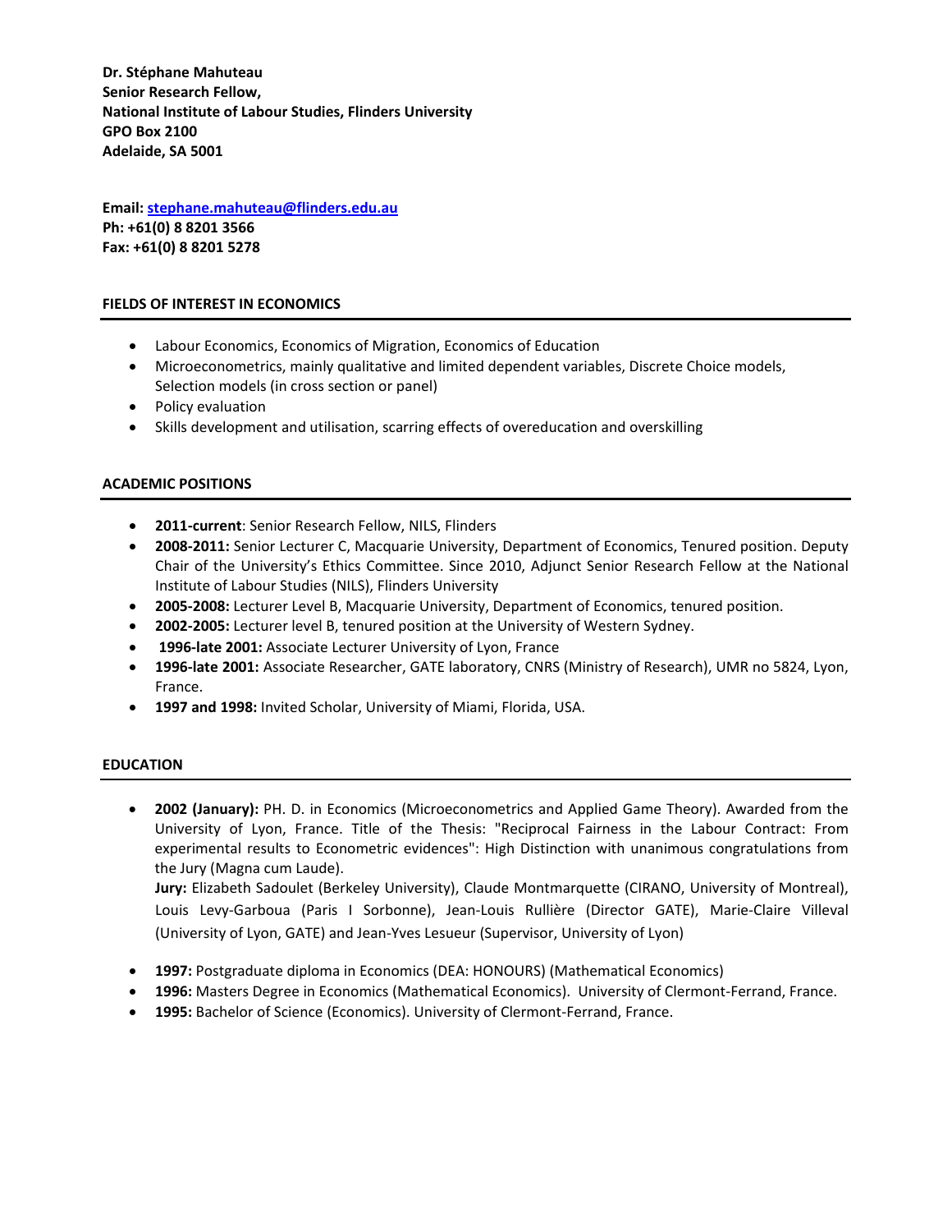**Dr. Stéphane Mahuteau**
**Senior Research Fellow,**
**National Institute of Labour Studies, Flinders University**
**GPO Box 2100**
**Adelaide, SA 5001**

**Email: stephane.mahuteau@flinders.edu.au**
**Ph: +61(0) 8 8201 3566**
**Fax: +61(0) 8 8201 5278**

## FIELDS OF INTEREST IN ECONOMICS

- Labour Economics, Economics of Migration, Economics of Education
- Microeconometrics, mainly qualitative and limited dependent variables, Discrete Choice models, Selection models (in cross section or panel)
- Policy evaluation
- Skills development and utilisation, scarring effects of overeducation and overskilling

## ACADEMIC POSITIONS

- **2011-current**: Senior Research Fellow, NILS, Flinders
- **2008-2011:** Senior Lecturer C, Macquarie University, Department of Economics, Tenured position. Deputy Chair of the University's Ethics Committee. Since 2010, Adjunct Senior Research Fellow at the National Institute of Labour Studies (NILS), Flinders University
- **2005-2008:** Lecturer Level B, Macquarie University, Department of Economics, tenured position.
- **2002-2005:** Lecturer level B, tenured position at the University of Western Sydney.
- **1996-late 2001:** Associate Lecturer University of Lyon, France
- **1996-late 2001:** Associate Researcher, GATE laboratory, CNRS (Ministry of Research), UMR no 5824, Lyon, France.
- **1997 and 1998:** Invited Scholar, University of Miami, Florida, USA.

## EDUCATION

- **2002 (January):** PH. D. in Economics (Microeconometrics and Applied Game Theory). Awarded from the University of Lyon, France. Title of the Thesis: "Reciprocal Fairness in the Labour Contract: From experimental results to Econometric evidences": High Distinction with unanimous congratulations from the Jury (Magna cum Laude).
  **Jury:** Elizabeth Sadoulet (Berkeley University), Claude Montmarquette (CIRANO, University of Montreal), Louis Levy-Garboua (Paris I Sorbonne), Jean-Louis Rullière (Director GATE), Marie-Claire Villeval (University of Lyon, GATE) and Jean-Yves Lesueur (Supervisor, University of Lyon)

- **1997:** Postgraduate diploma in Economics (DEA: HONOURS) (Mathematical Economics)
- **1996:** Masters Degree in Economics (Mathematical Economics). University of Clermont-Ferrand, France.
- **1995:** Bachelor of Science (Economics). University of Clermont-Ferrand, France.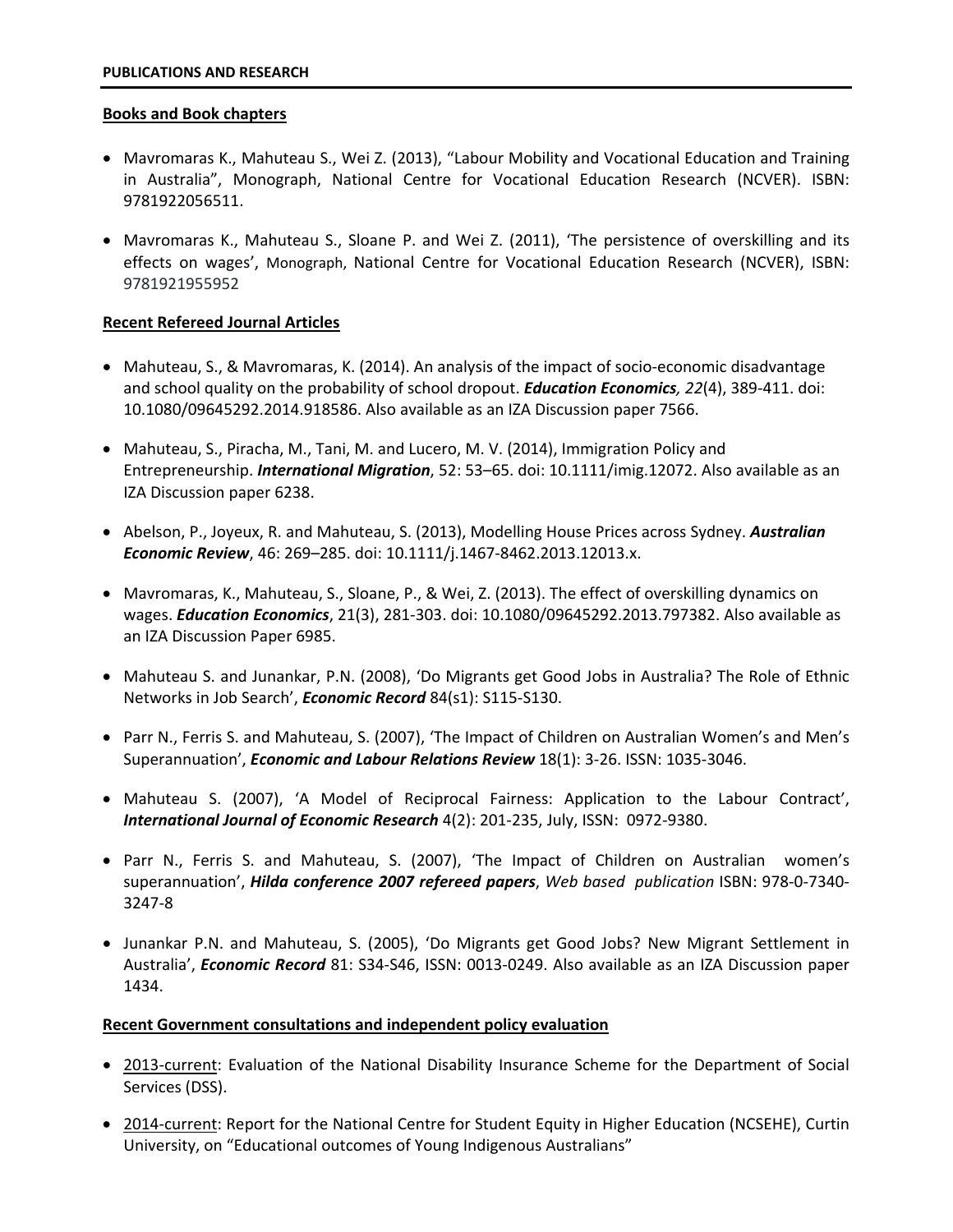## PUBLICATIONS AND RESEARCH

### Books and Book chapters

- Mavromaras K., Mahuteau S., Wei Z. (2013), "Labour Mobility and Vocational Education and Training in Australia", Monograph, National Centre for Vocational Education Research (NCVER). ISBN: 9781922056511.
- Mavromaras K., Mahuteau S., Sloane P. and Wei Z. (2011), 'The persistence of overskilling and its effects on wages', Monograph, National Centre for Vocational Education Research (NCVER), ISBN: 9781921955952

### Recent Refereed Journal Articles

- Mahuteau, S., & Mavromaras, K. (2014). An analysis of the impact of socio-economic disadvantage and school quality on the probability of school dropout. ***Education Economics**, 22*(4), 389-411. doi: 10.1080/09645292.2014.918586. Also available as an IZA Discussion paper 7566.
- Mahuteau, S., Piracha, M., Tani, M. and Lucero, M. V. (2014), Immigration Policy and Entrepreneurship. ***International Migration***, 52: 53–65. doi: 10.1111/imig.12072. Also available as an IZA Discussion paper 6238.
- Abelson, P., Joyeux, R. and Mahuteau, S. (2013), Modelling House Prices across Sydney. ***Australian Economic Review***, 46: 269–285. doi: 10.1111/j.1467-8462.2013.12013.x.
- Mavromaras, K., Mahuteau, S., Sloane, P., & Wei, Z. (2013). The effect of overskilling dynamics on wages. ***Education Economics***, 21(3), 281-303. doi: 10.1080/09645292.2013.797382. Also available as an IZA Discussion Paper 6985.
- Mahuteau S. and Junankar, P.N. (2008), 'Do Migrants get Good Jobs in Australia? The Role of Ethnic Networks in Job Search', ***Economic Record*** 84(s1): S115-S130.
- Parr N., Ferris S. and Mahuteau, S. (2007), 'The Impact of Children on Australian Women's and Men's Superannuation', ***Economic and Labour Relations Review*** 18(1): 3-26. ISSN: 1035-3046.
- Mahuteau S. (2007), 'A Model of Reciprocal Fairness: Application to the Labour Contract', ***International Journal of Economic Research*** 4(2): 201-235, July, ISSN: 0972-9380.
- Parr N., Ferris S. and Mahuteau, S. (2007), 'The Impact of Children on Australian women's superannuation', ***Hilda conference 2007 refereed papers***, *Web based publication* ISBN: 978-0-7340-3247-8
- Junankar P.N. and Mahuteau, S. (2005), 'Do Migrants get Good Jobs? New Migrant Settlement in Australia', ***Economic Record*** 81: S34-S46, ISSN: 0013-0249. Also available as an IZA Discussion paper 1434.

### Recent Government consultations and independent policy evaluation

- 2013-current: Evaluation of the National Disability Insurance Scheme for the Department of Social Services (DSS).
- 2014-current: Report for the National Centre for Student Equity in Higher Education (NCSEHE), Curtin University, on "Educational outcomes of Young Indigenous Australians"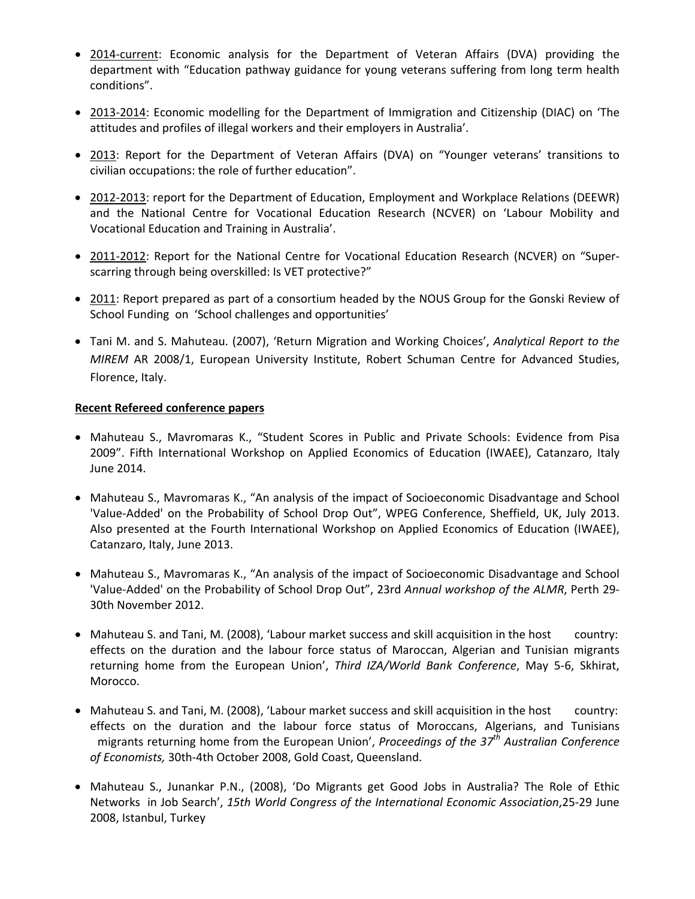- 2014-current: Economic analysis for the Department of Veteran Affairs (DVA) providing the department with "Education pathway guidance for young veterans suffering from long term health conditions".
- 2013-2014: Economic modelling for the Department of Immigration and Citizenship (DIAC) on 'The attitudes and profiles of illegal workers and their employers in Australia'.
- 2013: Report for the Department of Veteran Affairs (DVA) on "Younger veterans' transitions to civilian occupations: the role of further education".
- 2012-2013: report for the Department of Education, Employment and Workplace Relations (DEEWR) and the National Centre for Vocational Education Research (NCVER) on 'Labour Mobility and Vocational Education and Training in Australia'.
- 2011-2012: Report for the National Centre for Vocational Education Research (NCVER) on "Super-scarring through being overskilled: Is VET protective?"
- 2011: Report prepared as part of a consortium headed by the NOUS Group for the Gonski Review of School Funding on 'School challenges and opportunities'
- Tani M. and S. Mahuteau. (2007), 'Return Migration and Working Choices', *Analytical Report to the MIREM* AR 2008/1, European University Institute, Robert Schuman Centre for Advanced Studies, Florence, Italy.

**Recent Refereed conference papers**

- Mahuteau S., Mavromaras K., "Student Scores in Public and Private Schools: Evidence from Pisa 2009". Fifth International Workshop on Applied Economics of Education (IWAEE), Catanzaro, Italy June 2014.
- Mahuteau S., Mavromaras K., "An analysis of the impact of Socioeconomic Disadvantage and School 'Value-Added' on the Probability of School Drop Out", WPEG Conference, Sheffield, UK, July 2013. Also presented at the Fourth International Workshop on Applied Economics of Education (IWAEE), Catanzaro, Italy, June 2013.
- Mahuteau S., Mavromaras K., "An analysis of the impact of Socioeconomic Disadvantage and School 'Value-Added' on the Probability of School Drop Out", 23rd *Annual workshop of the ALMR*, Perth 29-30th November 2012.
- Mahuteau S. and Tani, M. (2008), 'Labour market success and skill acquisition in the host country: effects on the duration and the labour force status of Maroccan, Algerian and Tunisian migrants returning home from the European Union', *Third IZA/World Bank Conference*, May 5-6, Skhirat, Morocco.
- Mahuteau S. and Tani, M. (2008), 'Labour market success and skill acquisition in the host country: effects on the duration and the labour force status of Moroccans, Algerians, and Tunisians migrants returning home from the European Union', *Proceedings of the 37th Australian Conference of Economists,* 30th-4th October 2008, Gold Coast, Queensland.
- Mahuteau S., Junankar P.N., (2008), 'Do Migrants get Good Jobs in Australia? The Role of Ethic Networks in Job Search', *15th World Congress of the International Economic Association*, 25-29 June 2008, Istanbul, Turkey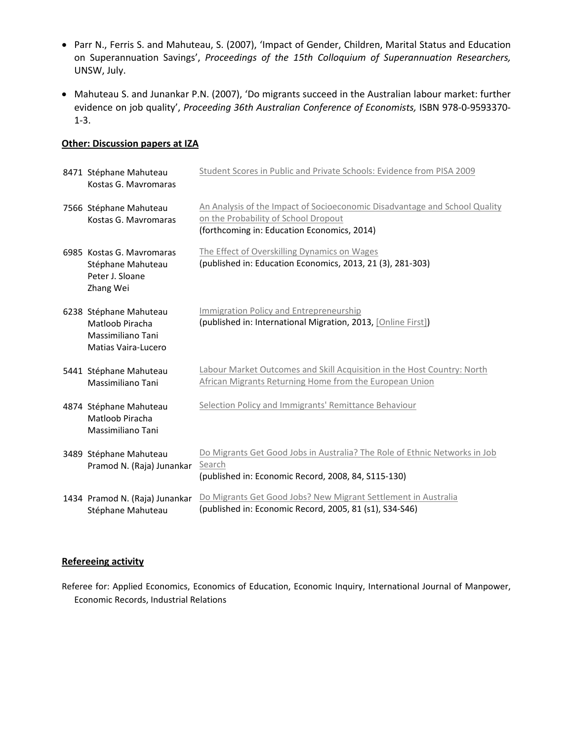- Parr N., Ferris S. and Mahuteau, S. (2007), 'Impact of Gender, Children, Marital Status and Education on Superannuation Savings', *Proceedings of the 15th Colloquium of Superannuation Researchers,* UNSW, July.

- Mahuteau S. and Junankar P.N. (2007), 'Do migrants succeed in the Australian labour market: further evidence on job quality', *Proceeding 36th Australian Conference of Economists,* ISBN 978-0-9593370-1-3.

**Other: Discussion papers at IZA**

| | | |
|---|---|---|
| 8471 | Stéphane Mahuteau<br>Kostas G. Mavromaras | Student Scores in Public and Private Schools: Evidence from PISA 2009 |
| 7566 | Stéphane Mahuteau<br>Kostas G. Mavromaras | An Analysis of the Impact of Socioeconomic Disadvantage and School Quality on the Probability of School Dropout<br>(forthcoming in: Education Economics, 2014) |
| 6985 | Kostas G. Mavromaras<br>Stéphane Mahuteau<br>Peter J. Sloane<br>Zhang Wei | The Effect of Overskilling Dynamics on Wages<br>(published in: Education Economics, 2013, 21 (3), 281-303) |
| 6238 | Stéphane Mahuteau<br>Matloob Piracha<br>Massimiliano Tani<br>Matias Vaira-Lucero | Immigration Policy and Entrepreneurship<br>(published in: International Migration, 2013, [Online First]) |
| 5441 | Stéphane Mahuteau<br>Massimiliano Tani | Labour Market Outcomes and Skill Acquisition in the Host Country: North African Migrants Returning Home from the European Union |
| 4874 | Stéphane Mahuteau<br>Matloob Piracha<br>Massimiliano Tani | Selection Policy and Immigrants' Remittance Behaviour |
| 3489 | Stéphane Mahuteau<br>Pramod N. (Raja) Junankar | Do Migrants Get Good Jobs in Australia? The Role of Ethnic Networks in Job Search<br>(published in: Economic Record, 2008, 84, S115-130) |
| 1434 | Pramod N. (Raja) Junankar<br>Stéphane Mahuteau | Do Migrants Get Good Jobs? New Migrant Settlement in Australia<br>(published in: Economic Record, 2005, 81 (s1), S34-S46) |

**Refereeing activity**

Referee for: Applied Economics, Economics of Education, Economic Inquiry, International Journal of Manpower, Economic Records, Industrial Relations